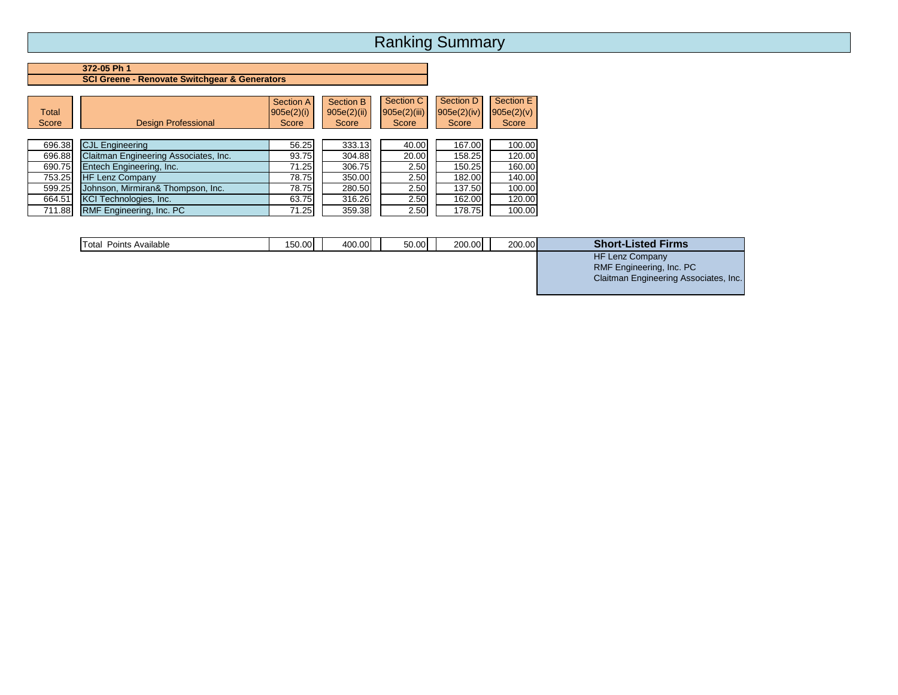# Ranking Summary

**372-05 Ph 1**
**SCI Greene - Renovate Switchgear & Generators**

| Total Score | Design Professional | Section A 905e(2)(i) Score | Section B 905e(2)(ii) Score | Section C 905e(2)(iii) Score | Section D 905e(2)(iv) Score | Section E 905e(2)(v) Score |
|---|---|---|---|---|---|---|
| 696.38 | CJL Engineering | 56.25 | 333.13 | 40.00 | 167.00 | 100.00 |
| 696.88 | Claitman Engineering Associates, Inc. | 93.75 | 304.88 | 20.00 | 158.25 | 120.00 |
| 690.75 | Entech Engineering, Inc. | 71.25 | 306.75 | 2.50 | 150.25 | 160.00 |
| 753.25 | HF Lenz Company | 78.75 | 350.00 | 2.50 | 182.00 | 140.00 |
| 599.25 | Johnson, Mirmiran& Thompson, Inc. | 78.75 | 280.50 | 2.50 | 137.50 | 100.00 |
| 664.51 | KCI Technologies, Inc. | 63.75 | 316.26 | 2.50 | 162.00 | 120.00 |
| 711.88 | RMF Engineering, Inc. PC | 71.25 | 359.38 | 2.50 | 178.75 | 100.00 |
| | Total Points Available | 150.00 | 400.00 | 50.00 | 200.00 | 200.00 |

**Short-Listed Firms**

HF Lenz Company
RMF Engineering, Inc. PC
Claitman Engineering Associates, Inc.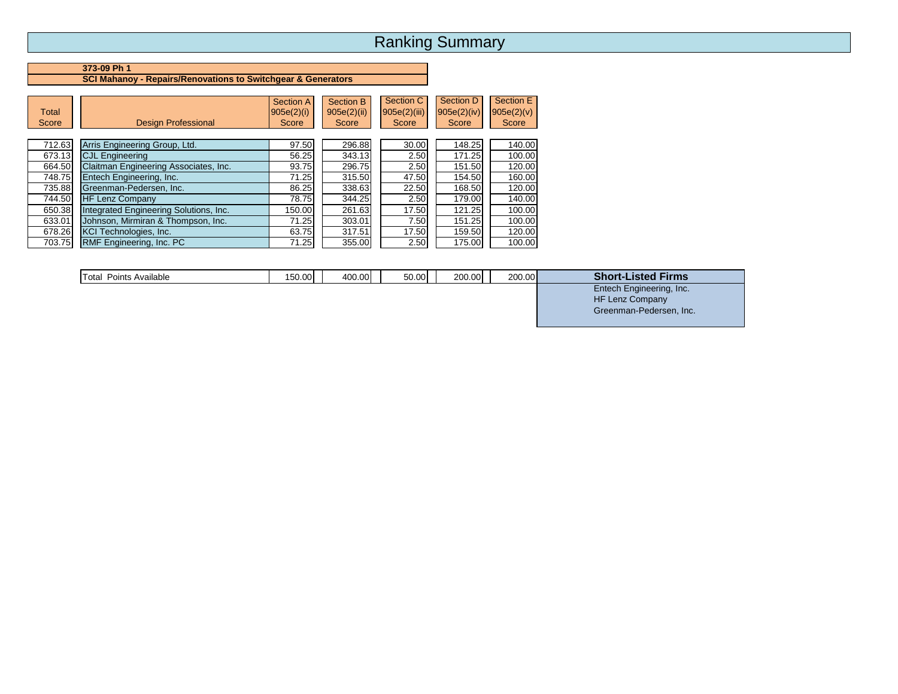# Ranking Summary

**373-09 Ph 1**
**SCI Mahanoy - Repairs/Renovations to Switchgear & Generators**

| Total Score | Design Professional | Section A 905e(2)(i) Score | Section B 905e(2)(ii) Score | Section C 905e(2)(iii) Score | Section D 905e(2)(iv) Score | Section E 905e(2)(v) Score |
|---|---|---|---|---|---|---|
| 712.63 | Arris Engineering Group, Ltd. | 97.50 | 296.88 | 30.00 | 148.25 | 140.00 |
| 673.13 | CJL Engineering | 56.25 | 343.13 | 2.50 | 171.25 | 100.00 |
| 664.50 | Claitman Engineering Associates, Inc. | 93.75 | 296.75 | 2.50 | 151.50 | 120.00 |
| 748.75 | Entech Engineering, Inc. | 71.25 | 315.50 | 47.50 | 154.50 | 160.00 |
| 735.88 | Greenman-Pedersen, Inc. | 86.25 | 338.63 | 22.50 | 168.50 | 120.00 |
| 744.50 | HF Lenz Company | 78.75 | 344.25 | 2.50 | 179.00 | 140.00 |
| 650.38 | Integrated Engineering Solutions, Inc. | 150.00 | 261.63 | 17.50 | 121.25 | 100.00 |
| 633.01 | Johnson, Mirmiran & Thompson, Inc. | 71.25 | 303.01 | 7.50 | 151.25 | 100.00 |
| 678.26 | KCI Technologies, Inc. | 63.75 | 317.51 | 17.50 | 159.50 | 120.00 |
| 703.75 | RMF Engineering, Inc. PC | 71.25 | 355.00 | 2.50 | 175.00 | 100.00 |
| | Total Points Available | 150.00 | 400.00 | 50.00 | 200.00 | 200.00 |

**Short-Listed Firms**

- Entech Engineering, Inc.
- HF Lenz Company
- Greenman-Pedersen, Inc.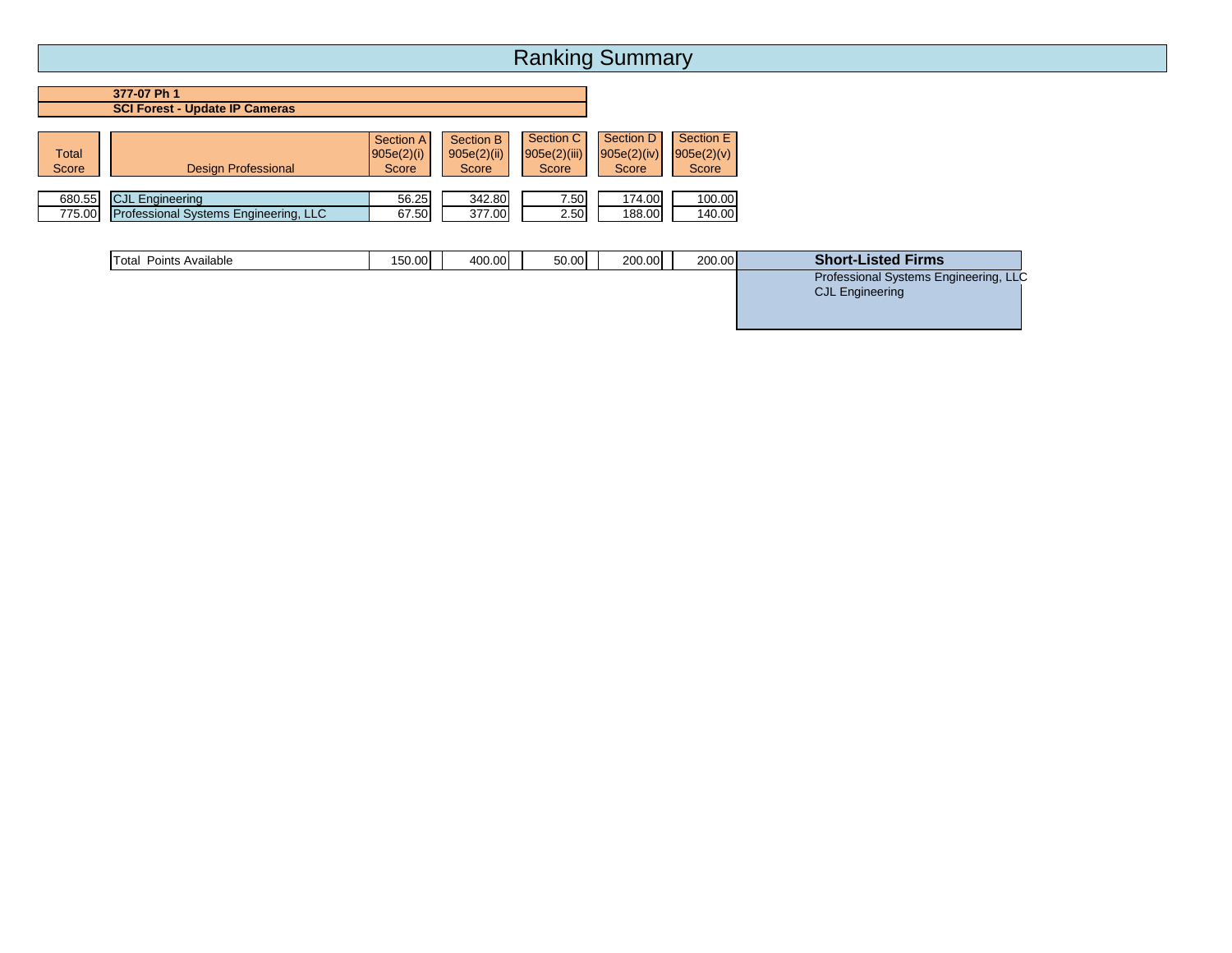# Ranking Summary

**377-07 Ph 1**
**SCI Forest - Update IP Cameras**

| Total Score | Design Professional | Section A 905e(2)(i) Score | Section B 905e(2)(ii) Score | Section C 905e(2)(iii) Score | Section D 905e(2)(iv) Score | Section E 905e(2)(v) Score |
|---|---|---|---|---|---|---|
| 680.55 | CJL Engineering | 56.25 | 342.80 | 7.50 | 174.00 | 100.00 |
| 775.00 | Professional Systems Engineering, LLC | 67.50 | 377.00 | 2.50 | 188.00 | 140.00 |
| | Total Points Available | 150.00 | 400.00 | 50.00 | 200.00 | 200.00 |

**Short-Listed Firms**

Professional Systems Engineering, LLC
CJL Engineering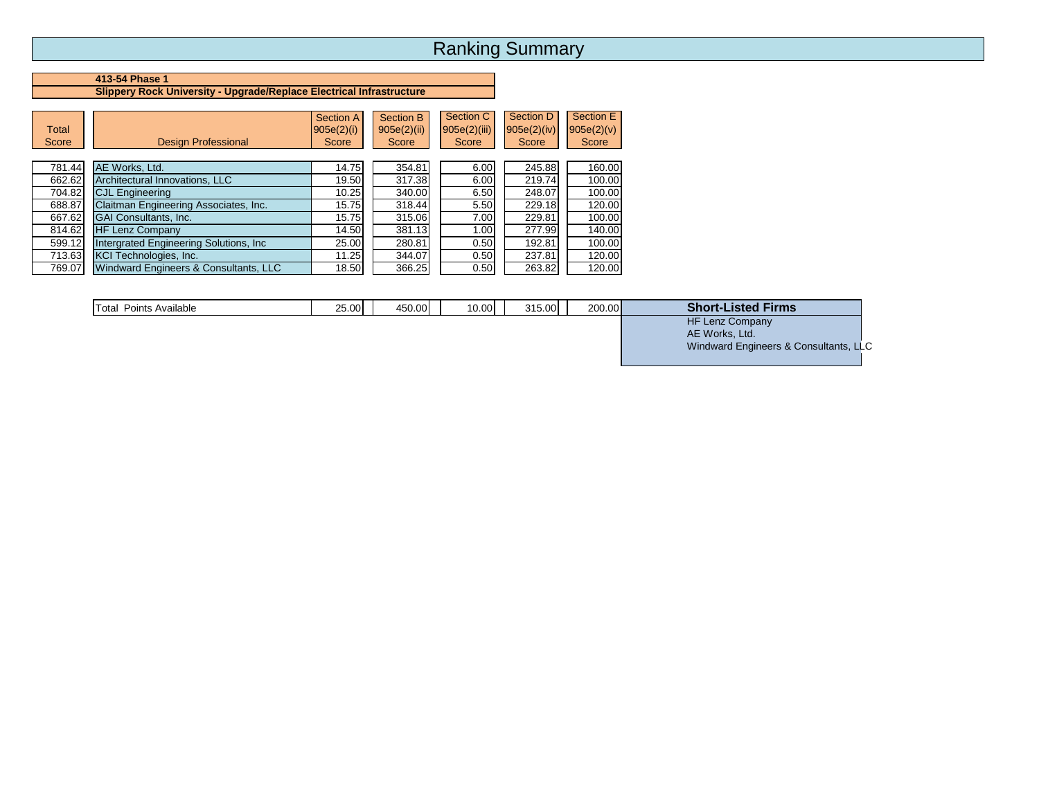# Ranking Summary

**413-54 Phase 1**

**Slippery Rock University - Upgrade/Replace Electrical Infrastructure**

| Total Score | Design Professional | Section A 905e(2)(i) Score | Section B 905e(2)(ii) Score | Section C 905e(2)(iii) Score | Section D 905e(2)(iv) Score | Section E 905e(2)(v) Score |
|---|---|---|---|---|---|---|
| 781.44 | AE Works, Ltd. | 14.75 | 354.81 | 6.00 | 245.88 | 160.00 |
| 662.62 | Architectural Innovations, LLC | 19.50 | 317.38 | 6.00 | 219.74 | 100.00 |
| 704.82 | CJL Engineering | 10.25 | 340.00 | 6.50 | 248.07 | 100.00 |
| 688.87 | Claitman Engineering Associates, Inc. | 15.75 | 318.44 | 5.50 | 229.18 | 120.00 |
| 667.62 | GAI Consultants, Inc. | 15.75 | 315.06 | 7.00 | 229.81 | 100.00 |
| 814.62 | HF Lenz Company | 14.50 | 381.13 | 1.00 | 277.99 | 140.00 |
| 599.12 | Intergrated Engineering Solutions, Inc | 25.00 | 280.81 | 0.50 | 192.81 | 100.00 |
| 713.63 | KCI Technologies, Inc. | 11.25 | 344.07 | 0.50 | 237.81 | 120.00 |
| 769.07 | Windward Engineers & Consultants, LLC | 18.50 | 366.25 | 0.50 | 263.82 | 120.00 |
| | Total Points Available | 25.00 | 450.00 | 10.00 | 315.00 | 200.00 |

**Short-Listed Firms**

HF Lenz Company
AE Works, Ltd.
Windward Engineers & Consultants, LLC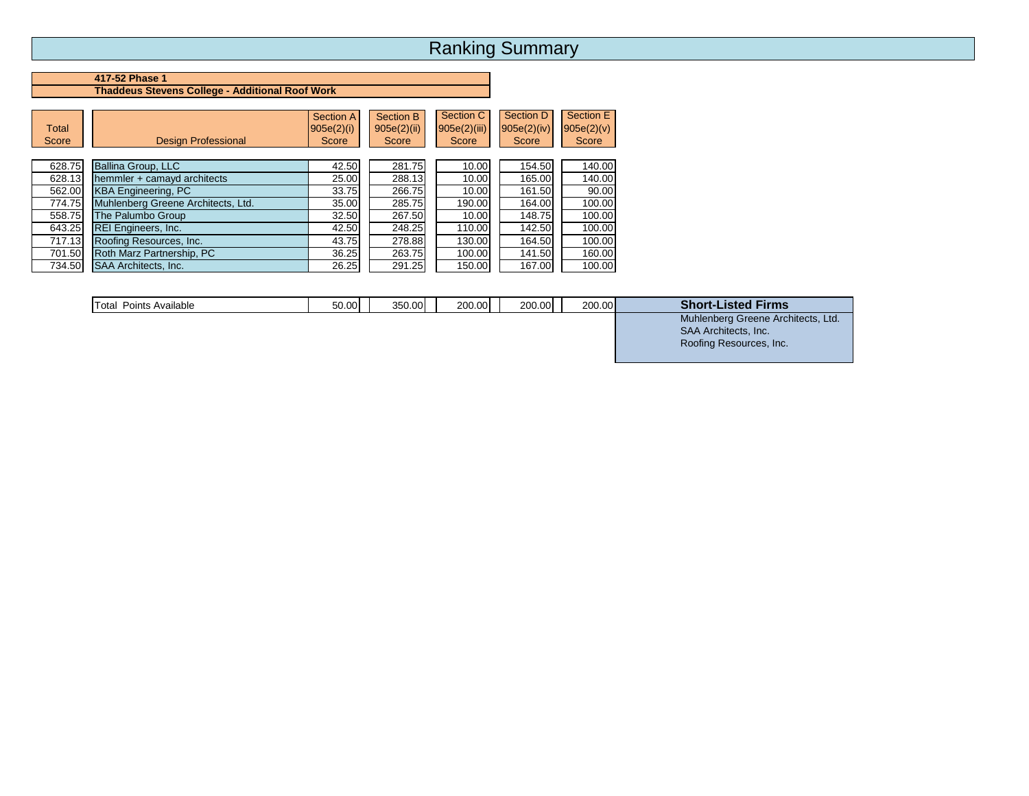# Ranking Summary

**417-52 Phase 1**
**Thaddeus Stevens College - Additional Roof Work**

| Total Score | Design Professional | Section A 905e(2)(i) Score | Section B 905e(2)(ii) Score | Section C 905e(2)(iii) Score | Section D 905e(2)(iv) Score | Section E 905e(2)(v) Score |
|---|---|---|---|---|---|---|
| 628.75 | Ballina Group, LLC | 42.50 | 281.75 | 10.00 | 154.50 | 140.00 |
| 628.13 | hemmler + camayd architects | 25.00 | 288.13 | 10.00 | 165.00 | 140.00 |
| 562.00 | KBA Engineering, PC | 33.75 | 266.75 | 10.00 | 161.50 | 90.00 |
| 774.75 | Muhlenberg Greene Architects, Ltd. | 35.00 | 285.75 | 190.00 | 164.00 | 100.00 |
| 558.75 | The Palumbo Group | 32.50 | 267.50 | 10.00 | 148.75 | 100.00 |
| 643.25 | REI Engineers, Inc. | 42.50 | 248.25 | 110.00 | 142.50 | 100.00 |
| 717.13 | Roofing Resources, Inc. | 43.75 | 278.88 | 130.00 | 164.50 | 100.00 |
| 701.50 | Roth Marz Partnership, PC | 36.25 | 263.75 | 100.00 | 141.50 | 160.00 |
| 734.50 | SAA Architects, Inc. | 26.25 | 291.25 | 150.00 | 167.00 | 100.00 |
| | Total Points Available | 50.00 | 350.00 | 200.00 | 200.00 | 200.00 |

**Short-Listed Firms**

Muhlenberg Greene Architects, Ltd.
SAA Architects, Inc.
Roofing Resources, Inc.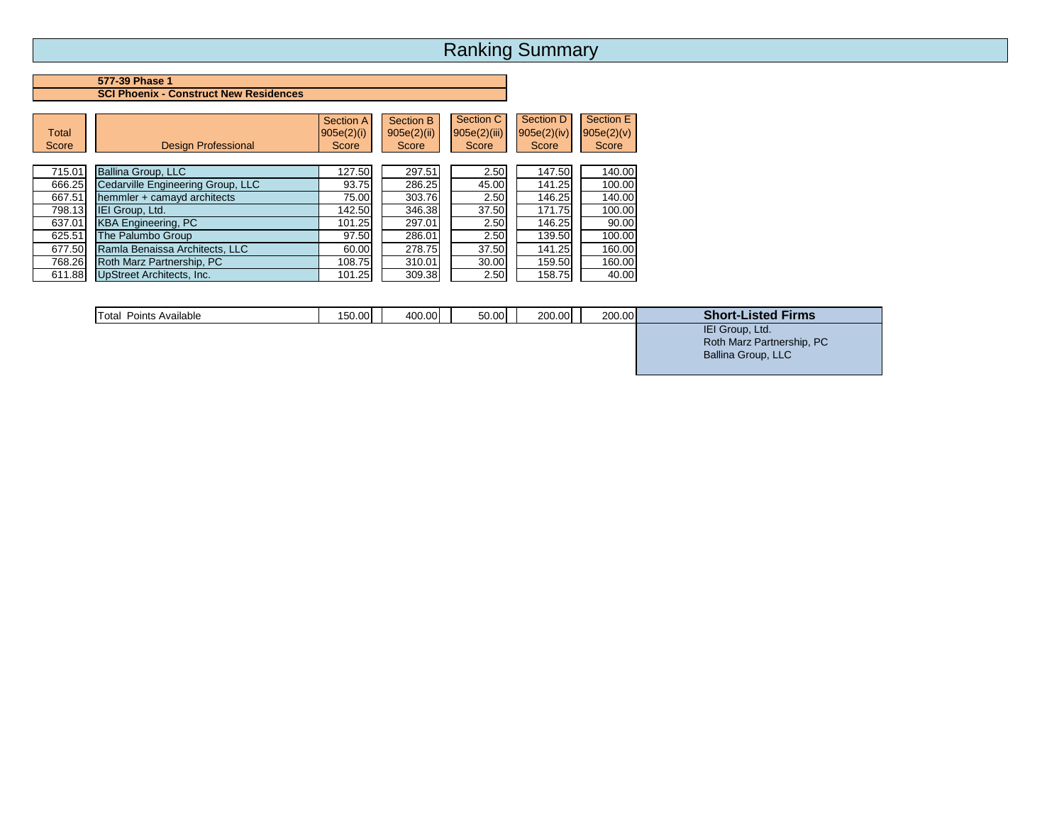# Ranking Summary

**577-39 Phase 1**
**SCI Phoenix - Construct New Residences**

| Total Score | Design Professional | Section A 905e(2)(i) Score | Section B 905e(2)(ii) Score | Section C 905e(2)(iii) Score | Section D 905e(2)(iv) Score | Section E 905e(2)(v) Score |
|---|---|---|---|---|---|---|
| 715.01 | Ballina Group, LLC | 127.50 | 297.51 | 2.50 | 147.50 | 140.00 |
| 666.25 | Cedarville Engineering Group, LLC | 93.75 | 286.25 | 45.00 | 141.25 | 100.00 |
| 667.51 | hemmler + camayd architects | 75.00 | 303.76 | 2.50 | 146.25 | 140.00 |
| 798.13 | IEI Group, Ltd. | 142.50 | 346.38 | 37.50 | 171.75 | 100.00 |
| 637.01 | KBA Engineering, PC | 101.25 | 297.01 | 2.50 | 146.25 | 90.00 |
| 625.51 | The Palumbo Group | 97.50 | 286.01 | 2.50 | 139.50 | 100.00 |
| 677.50 | Ramla Benaissa Architects, LLC | 60.00 | 278.75 | 37.50 | 141.25 | 160.00 |
| 768.26 | Roth Marz Partnership, PC | 108.75 | 310.01 | 30.00 | 159.50 | 160.00 |
| 611.88 | UpStreet Architects, Inc. | 101.25 | 309.38 | 2.50 | 158.75 | 40.00 |
| | Total Points Available | 150.00 | 400.00 | 50.00 | 200.00 | 200.00 |

**Short-Listed Firms**

- IEI Group, Ltd.
- Roth Marz Partnership, PC
- Ballina Group, LLC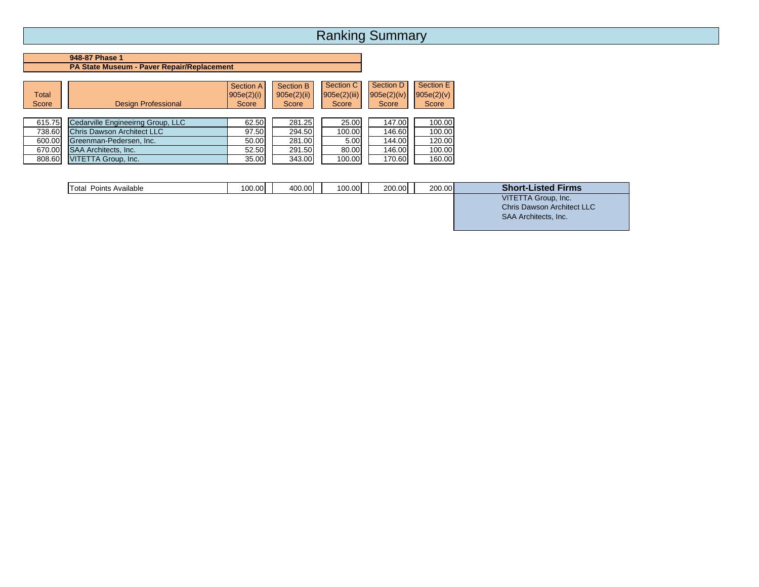# Ranking Summary

**948-87 Phase 1**
**PA State Museum - Paver Repair/Replacement**

| Total Score | Design Professional | Section A 905e(2)(i) Score | Section B 905e(2)(ii) Score | Section C 905e(2)(iii) Score | Section D 905e(2)(iv) Score | Section E 905e(2)(v) Score |
|---|---|---|---|---|---|---|
| 615.75 | Cedarville Engineeirng Group, LLC | 62.50 | 281.25 | 25.00 | 147.00 | 100.00 |
| 738.60 | Chris Dawson Architect LLC | 97.50 | 294.50 | 100.00 | 146.60 | 100.00 |
| 600.00 | Greenman-Pedersen, Inc. | 50.00 | 281.00 | 5.00 | 144.00 | 120.00 |
| 670.00 | SAA Architects, Inc. | 52.50 | 291.50 | 80.00 | 146.00 | 100.00 |
| 808.60 | VITETTA Group, Inc. | 35.00 | 343.00 | 100.00 | 170.60 | 160.00 |
| | Total Points Available | 100.00 | 400.00 | 100.00 | 200.00 | 200.00 |

**Short-Listed Firms**

VITETTA Group, Inc.
Chris Dawson Architect LLC
SAA Architects, Inc.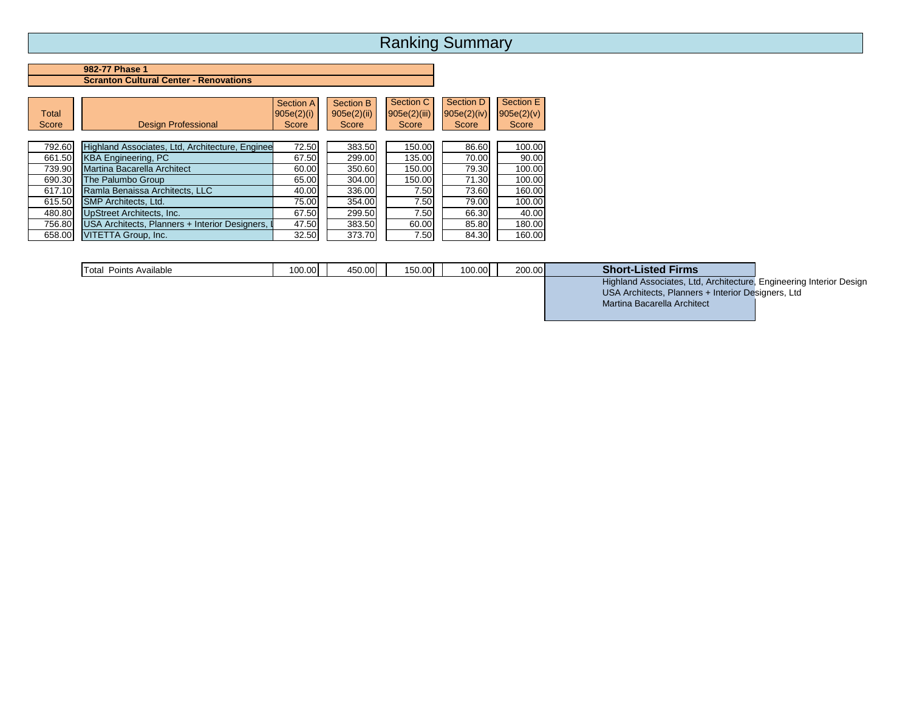# Ranking Summary

**982-77 Phase 1**
**Scranton Cultural Center - Renovations**

| Total Score | Design Professional | Section A 905e(2)(i) Score | Section B 905e(2)(ii) Score | Section C 905e(2)(iii) Score | Section D 905e(2)(iv) Score | Section E 905e(2)(v) Score |
|---|---|---|---|---|---|---|
| 792.60 | Highland Associates, Ltd, Architecture, Enginee | 72.50 | 383.50 | 150.00 | 86.60 | 100.00 |
| 661.50 | KBA Engineering, PC | 67.50 | 299.00 | 135.00 | 70.00 | 90.00 |
| 739.90 | Martina Bacarella Architect | 60.00 | 350.60 | 150.00 | 79.30 | 100.00 |
| 690.30 | The Palumbo Group | 65.00 | 304.00 | 150.00 | 71.30 | 100.00 |
| 617.10 | Ramla Benaissa Architects, LLC | 40.00 | 336.00 | 7.50 | 73.60 | 160.00 |
| 615.50 | SMP Architects, Ltd. | 75.00 | 354.00 | 7.50 | 79.00 | 100.00 |
| 480.80 | UpStreet Architects, Inc. | 67.50 | 299.50 | 7.50 | 66.30 | 40.00 |
| 756.80 | USA Architects, Planners + Interior Designers, L | 47.50 | 383.50 | 60.00 | 85.80 | 180.00 |
| 658.00 | VITETTA Group, Inc. | 32.50 | 373.70 | 7.50 | 84.30 | 160.00 |
| | Total Points Available | 100.00 | 450.00 | 150.00 | 100.00 | 200.00 |

**Short-Listed Firms**

Highland Associates, Ltd, Architecture, Engineering Interior Design
USA Architects, Planners + Interior Designers, Ltd
Martina Bacarella Architect